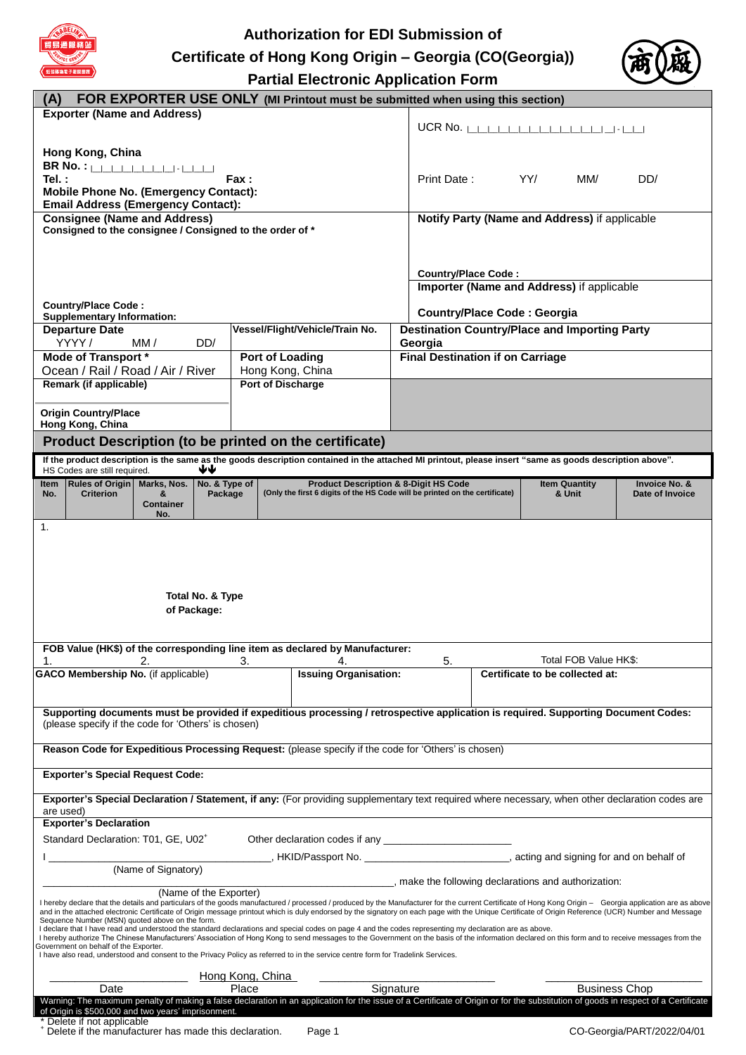# Authorization for EDI Submission of Certificate of Hong Kong Origin – Georgia (CO(Georgia)) Partial Electronic Application Form

## (A) FOR EXPORTER USE ONLY (MI Printout must be submitted when using this section)

| | |
|---|---|
| **Exporter (Name and Address)**<br><br>**Hong Kong, China**<br>**BR No. :** \_\_\_\_\_\_\_\_ - \_\_\_<br>**Tel. :** **Fax :**<br>**Mobile Phone No. (Emergency Contact):**<br>**Email Address (Emergency Contact):** | UCR No. \_\_\_\_\_\_\_\_\_\_\_\_\_\_\_\_ - \_\_\_<br><br>Print Date : YY/ MM/ DD/ |
| **Consignee (Name and Address)**<br>**Consigned to the consignee / Consigned to the order of \***<br><br>**Country/Place Code :**<br>**Supplementary Information:** | **Notify Party (Name and Address)** if applicable<br><br>**Country/Place Code :**<br>**Importer (Name and Address)** if applicable<br><br>**Country/Place Code : Georgia** |

| | | |
|---|---|---|
| **Departure Date**<br>YYYY / MM / DD/ | **Vessel/Flight/Vehicle/Train No.** | **Destination Country/Place and Importing Party**<br>Georgia |
| **Mode of Transport \***<br>Ocean / Rail / Road / Air / River | **Port of Loading**<br>Hong Kong, China | **Final Destination if on Carriage** |
| **Remark (if applicable)**<br><br>**Origin Country/Place**<br>**Hong Kong, China** | **Port of Discharge** | |

## Product Description (to be printed on the certificate)

**If the product description is the same as the goods description contained in the attached MI printout, please insert "same as goods description above".** HS Codes are still required.

| Item No. | Rules of Origin Criterion | Marks, Nos. & Container No. | No. & Type of Package | Product Description & 8-Digit HS Code (Only the first 6 digits of the HS Code will be printed on the certificate) | Item Quantity & Unit | Invoice No. & Date of Invoice |
|---|---|---|---|---|---|---|
| 1. | | **Total No. & Type of Package:** | | | | |

**FOB Value (HK$) of the corresponding line item as declared by Manufacturer:**

1. 2. 3. 4. 5. Total FOB Value HK$:

| | | |
|---|---|---|
| **GACO Membership No.** (if applicable) | **Issuing Organisation:** | **Certificate to be collected at:** |

**Supporting documents must be provided if expeditious processing / retrospective application is required. Supporting Document Codes:** (please specify if the code for 'Others' is chosen)

**Reason Code for Expeditious Processing Request:** (please specify if the code for 'Others' is chosen)

**Exporter's Special Request Code:**

**Exporter's Special Declaration / Statement, if any:** (For providing supplementary text required where necessary, when other declaration codes are used)

**Exporter's Declaration**

Standard Declaration: T01, GE, U02⁺ Other declaration codes if any \_\_\_\_\_\_\_\_\_\_\_\_\_\_\_\_\_\_\_\_

I \_\_\_\_\_\_\_\_\_\_\_\_\_\_\_\_\_\_\_\_\_\_\_\_\_\_\_\_\_\_, HKID/Passport No. \_\_\_\_\_\_\_\_\_\_\_\_\_\_\_\_\_\_\_\_\_\_, acting and signing for and on behalf of
(Name of Signatory)

\_\_\_\_\_\_\_\_\_\_\_\_\_\_\_\_\_\_\_\_\_\_\_\_\_\_\_\_\_\_\_\_\_\_\_\_\_\_\_\_\_\_\_\_\_\_\_\_, make the following declarations and authorization:
(Name of the Exporter)

I hereby declare that the details and particulars of the goods manufactured / processed / produced by the Manufacturer for the current Certificate of Hong Kong Origin – Georgia application are as above and in the attached electronic Certificate of Origin message printout which is duly endorsed by the signatory on each page with the Unique Certificate of Origin Reference (UCR) Number and Message Sequence Number (MSN) quoted above on the form.
I declare that I have read and understood the standard declarations and special codes on page 4 and the codes representing my declaration are as above.
I hereby authorize The Chinese Manufacturers' Association of Hong Kong to send messages to the Government on the basis of the information declared on this form and to receive messages from the Government on behalf of the Exporter.
I have also read, understood and consent to the Privacy Policy as referred to in the service centre form for Tradelink Services.

\_\_\_\_\_\_\_\_\_\_\_\_\_\_ Hong Kong, China \_\_\_\_\_\_\_\_\_\_\_\_\_\_\_\_\_\_ \_\_\_\_\_\_\_\_\_\_\_\_\_\_\_\_\_\_
Date Place Signature Business Chop

Warning: The maximum penalty of making a false declaration in an application for the issue of a Certificate of Origin or for the substitution of goods in respect of a Certificate of Origin is $500,000 and two years' imprisonment.

\* Delete if not applicable
⁺ Delete if the manufacturer has made this declaration.

CO-Georgia/PART/2022/04/01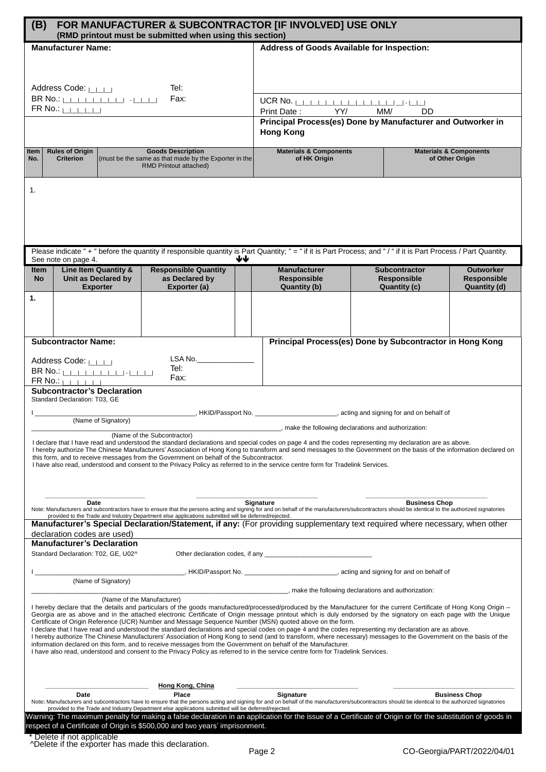## (B) FOR MANUFACTURER & SUBCONTRACTOR [IF INVOLVED] USE ONLY

**(RMD printout must be submitted when using this section)**

| **Manufacturer Name:** | **Address of Goods Available for Inspection:** |
|---|---|
| Address Code: \|_\|_\|_\| Tel: | |
| BR No.: \|_\|_\|_\|_\|_\|_\|_\|_\| - \|_\|_\|_\| Fax: | UCR No. \|_\|_\|_\|_\|_\|_\|_\|_\|_\|_\|_\|_\|_\| _\| - \|_\|_\| |
| FR No.: \|_\|_\|_\|_\|_\| | Print Date : YY/ MM/ DD |
| | **Principal Process(es) Done by Manufacturer and Outworker in Hong Kong** |

| Item No. | Rules of Origin Criterion | Goods Description (must be the same as that made by the Exporter in the RMD Printout attached) | Materials & Components of HK Origin | Materials & Components of Other Origin |
|---|---|---|---|---|
| 1. | | | | |

Please indicate " + " before the quantity if responsible quantity is Part Quantity; " = " if it is Part Process; and " / " if it is Part Process / Part Quantity. See note on page 4. ↓↓

| Item No | Line Item Quantity & Unit as Declared by Exporter | Responsible Quantity as Declared by Exporter (a) | | Manufacturer Responsible Quantity (b) | Subcontractor Responsible Quantity (c) | Outworker Responsible Quantity (d) |
|---|---|---|---|---|---|---|
| **1.** | | | | | | |

| **Subcontractor Name:** | **Principal Process(es) Done by Subcontractor in Hong Kong** |
|---|---|
| Address Code: \|_\|_\|_\| LSA No.____________ | |
| BR No.: \|_\|_\|_\|_\|_\|_\|_\|_\|- \|_\|_\|_\| Tel: | |
| FR No.: \|_\|_\|_\|_\|_\| Fax: | |

### Subcontractor's Declaration

Standard Declaration: T03, GE

I ________________________________________, HKID/Passport No. ______________________, acting and signing for and on behalf of
(Name of Signatory)

____________________________________________________________________, make the following declarations and authorization:
(Name of the Subcontractor)

I declare that I have read and understood the standard declarations and special codes on page 4 and the codes representing my declaration are as above.
I hereby authorize The Chinese Manufacturers' Association of Hong Kong to transform and send messages to the Government on the basis of the information declared on this form, and to receive messages from the Government on behalf of the Subcontractor.
I have also read, understood and consent to the Privacy Policy as referred to in the service centre form for Tradelink Services.

_________________________ _______________________________ _______________________________
Date Signature Business Chop

Note: Manufacturers and subcontractors have to ensure that the persons acting and signing for and on behalf of the manufacturers/subcontractors should be identical to the authorized signatories provided to the Trade and Industry Department else applications submitted will be deferred/rejected.

**Manufacturer's Special Declaration/Statement, if any:** (For providing supplementary text required where necessary, when other declaration codes are used)

### Manufacturer's Declaration

Standard Declaration: T02, GE, U02^ Other declaration codes, if any _____________________________

I ________________________________________, HKID/Passport No. _________________________, acting and signing for and on behalf of
(Name of Signatory)

______________________________________________________________________, make the following declarations and authorization:
(Name of the Manufacturer)

I hereby declare that the details and particulars of the goods manufactured/processed/produced by the Manufacturer for the current Certificate of Hong Kong Origin – Georgia are as above and in the attached electronic Certificate of Origin message printout which is duly endorsed by the signatory on each page with the Unique Certificate of Origin Reference (UCR) Number and Message Sequence Number (MSN) quoted above on the form.
I declare that I have read and understood the standard declarations and special codes on page 4 and the codes representing my declaration are as above.
I hereby authorize The Chinese Manufacturers' Association of Hong Kong to send (and to transform, where necessary) messages to the Government on the basis of the information declared on this form, and to receive messages from the Government on behalf of the Manufacturer.
I have also read, understood and consent to the Privacy Policy as referred to in the service centre form for Tradelink Services.

_________________________ **Hong Kong, China** _______________________________ _______________________________
Date Place Signature Business Chop

Note: Manufacturers and subcontractors have to ensure that the persons acting and signing for and on behalf of the manufacturers/subcontractors should be identical to the authorized signatories provided to the Trade and Industry Department else applications submitted will be deferred/rejected.

Warning: The maximum penalty for making a false declaration in an application for the issue of a Certificate of Origin or for the substitution of goods in respect of a Certificate of Origin is $500,000 and two years' imprisonment.

\* Delete if not applicable
^Delete if the exporter has made this declaration.

CO-Georgia/PART/2022/04/01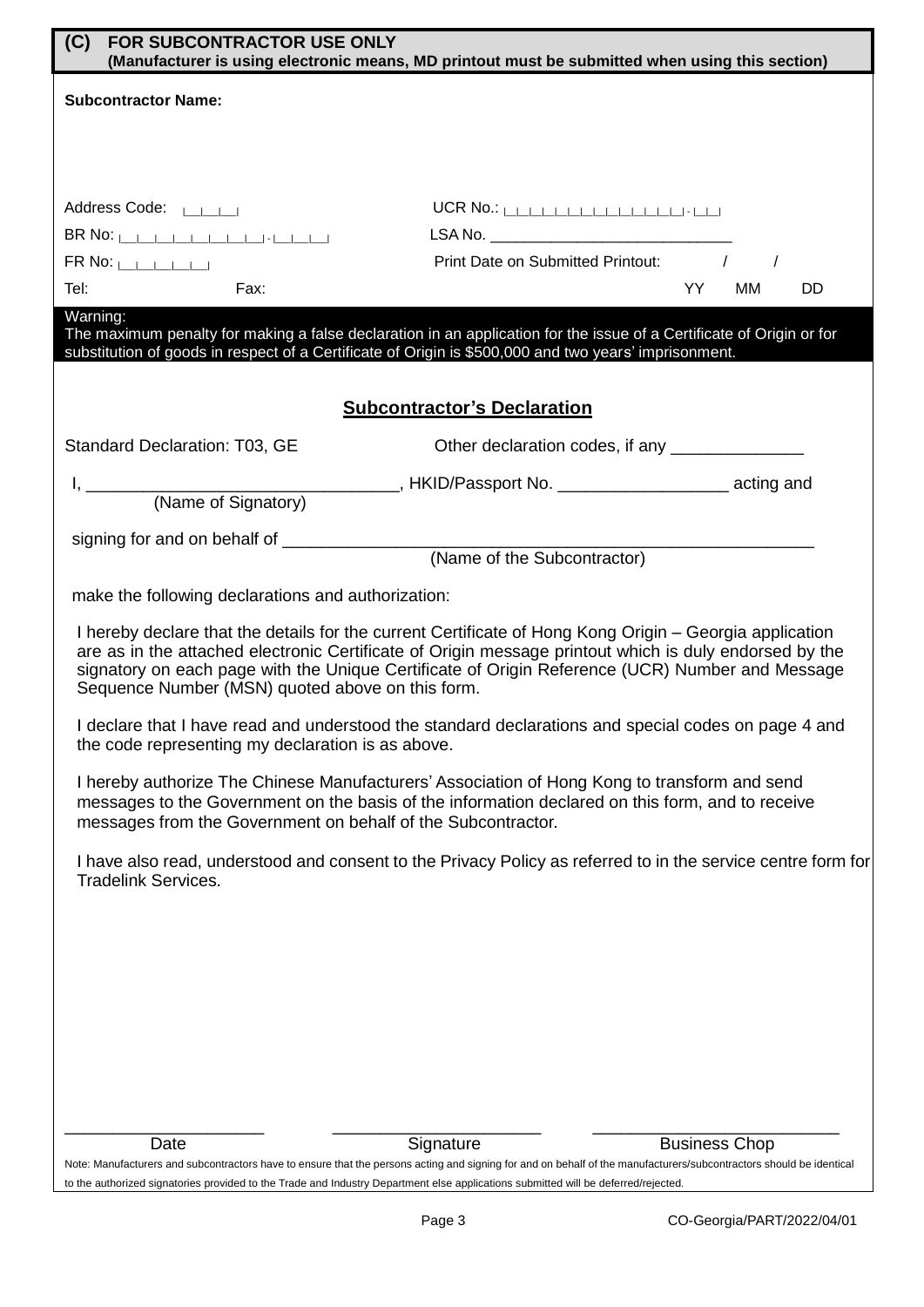## (C) FOR SUBCONTRACTOR USE ONLY
**(Manufacturer is using electronic means, MD printout must be submitted when using this section)**

**Subcontractor Name:**

Address Code: |__|__|__|

UCR No.: |__|__|__|__|__|__|__|__|__|__|__|__|__|__|__|-|__|__|

BR No: |__|__|__|__|__|__|__|__|-|__|__|__|

LSA No. ____________________________

FR No: |__|__|__|__|__|

Print Date on Submitted Printout: / / (YY MM DD)

Tel: Fax:

**Warning:**
The maximum penalty for making a false declaration in an application for the issue of a Certificate of Origin or for substitution of goods in respect of a Certificate of Origin is $500,000 and two years' imprisonment.

## Subcontractor's Declaration

Standard Declaration: T03, GE

Other declaration codes, if any ______________

I, ________________________________ (Name of Signatory), HKID/Passport No. __________________ acting and

signing for and on behalf of ________________________________________________________ (Name of the Subcontractor)

make the following declarations and authorization:

I hereby declare that the details for the current Certificate of Hong Kong Origin – Georgia application are as in the attached electronic Certificate of Origin message printout which is duly endorsed by the signatory on each page with the Unique Certificate of Origin Reference (UCR) Number and Message Sequence Number (MSN) quoted above on this form.

I declare that I have read and understood the standard declarations and special codes on page 4 and the code representing my declaration is as above.

I hereby authorize The Chinese Manufacturers' Association of Hong Kong to transform and send messages to the Government on the basis of the information declared on this form, and to receive messages from the Government on behalf of the Subcontractor.

I have also read, understood and consent to the Privacy Policy as referred to in the service centre form for Tradelink Services.

| _____________________ | _____________________ | _____________________ |
|---|---|---|
| Date | Signature | Business Chop |

Note: Manufacturers and subcontractors have to ensure that the persons acting and signing for and on behalf of the manufacturers/subcontractors should be identical to the authorized signatories provided to the Trade and Industry Department else applications submitted will be deferred/rejected.

CO-Georgia/PART/2022/04/01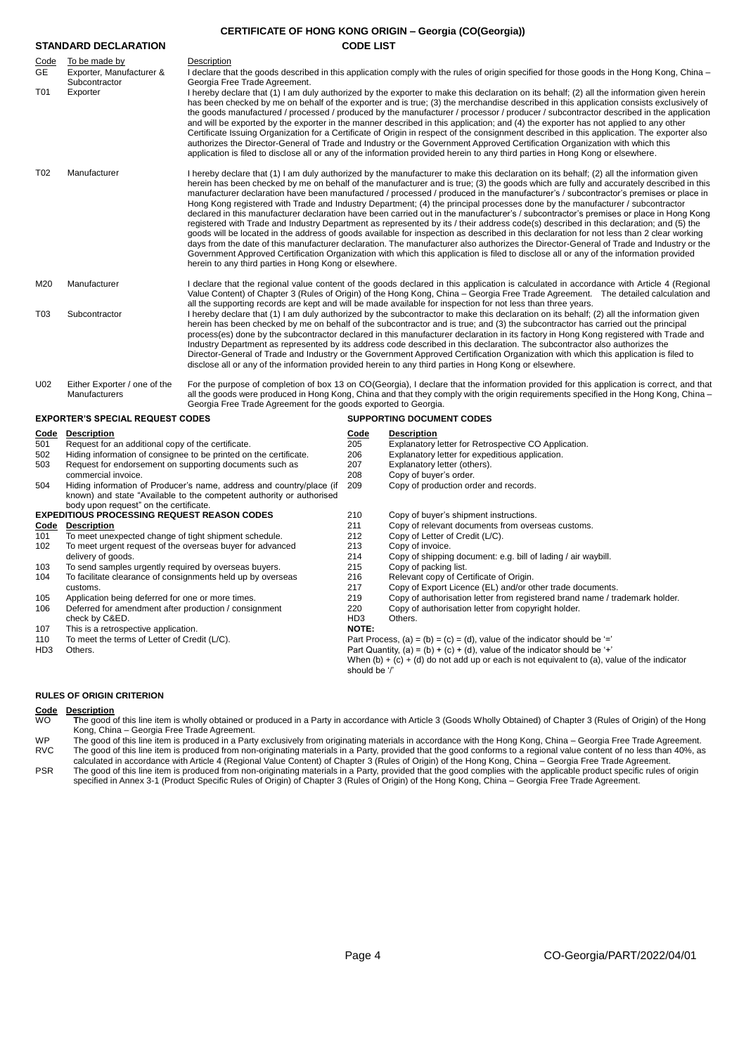# CERTIFICATE OF HONG KONG ORIGIN – Georgia (CO(Georgia))

## CODE LIST

### STANDARD DECLARATION

| Code | To be made by | Description |
|---|---|---|
| GE | Exporter, Manufacturer & Subcontractor | I declare that the goods described in this application comply with the rules of origin specified for those goods in the Hong Kong, China – Georgia Free Trade Agreement. |
| T01 | Exporter | I hereby declare that (1) I am duly authorized by the exporter to make this declaration on its behalf; (2) all the information given herein has been checked by me on behalf of the exporter and is true; (3) the merchandise described in this application consists exclusively of the goods manufactured / processed / produced by the manufacturer / processor / producer / subcontractor described in the application and will be exported by the exporter in the manner described in this application; and (4) the exporter has not applied to any other Certificate Issuing Organization for a Certificate of Origin in respect of the consignment described in this application. The exporter also authorizes the Director-General of Trade and Industry or the Government Approved Certification Organization with which this application is filed to disclose all or any of the information provided herein to any third parties in Hong Kong or elsewhere. |
| T02 | Manufacturer | I hereby declare that (1) I am duly authorized by the manufacturer to make this declaration on its behalf; (2) all the information given herein has been checked by me on behalf of the manufacturer and is true; (3) the goods which are fully and accurately described in this manufacturer declaration have been manufactured / processed / produced in the manufacturer's / subcontractor's premises or place in Hong Kong registered with Trade and Industry Department; (4) the principal processes done by the manufacturer / subcontractor declared in this manufacturer declaration have been carried out in the manufacturer's / subcontractor's premises or place in Hong Kong registered with Trade and Industry Department as represented by its / their address code(s) described in this declaration; and (5) the goods will be located in the address of goods available for inspection as described in this declaration for not less than 2 clear working days from the date of this manufacturer declaration. The manufacturer also authorizes the Director-General of Trade and Industry or the Government Approved Certification Organization with which this application is filed to disclose all or any of the information provided herein to any third parties in Hong Kong or elsewhere. |
| M20 | Manufacturer | I declare that the regional value content of the goods declared in this application is calculated in accordance with Article 4 (Regional Value Content) of Chapter 3 (Rules of Origin) of the Hong Kong, China – Georgia Free Trade Agreement. The detailed calculation and all the supporting records are kept and will be made available for inspection for not less than three years. |
| T03 | Subcontractor | I hereby declare that (1) I am duly authorized by the subcontractor to make this declaration on its behalf; (2) all the information given herein has been checked by me on behalf of the subcontractor and is true; and (3) the subcontractor has carried out the principal process(es) done by the subcontractor declared in this manufacturer declaration in its factory in Hong Kong registered with Trade and Industry Department as represented by its address code described in this declaration. The subcontractor also authorizes the Director-General of Trade and Industry or the Government Approved Certification Organization with which this application is filed to disclose all or any of the information provided herein to any third parties in Hong Kong or elsewhere. |
| U02 | Either Exporter / one of the Manufacturers | For the purpose of completion of box 13 on CO(Georgia), I declare that the information provided for this application is correct, and that all the goods were produced in Hong Kong, China and that they comply with the origin requirements specified in the Hong Kong, China – Georgia Free Trade Agreement for the goods exported to Georgia. |

### EXPORTER'S SPECIAL REQUEST CODES

| Code | Description |
|---|---|
| 501 | Request for an additional copy of the certificate. |
| 502 | Hiding information of consignee to be printed on the certificate. |
| 503 | Request for endorsement on supporting documents such as commercial invoice. |
| 504 | Hiding information of Producer's name, address and country/place (if known) and state "Available to the competent authority or authorised body upon request" on the certificate. |

### EXPEDITIOUS PROCESSING REQUEST REASON CODES

| Code | Description |
|---|---|
| 101 | To meet unexpected change of tight shipment schedule. |
| 102 | To meet urgent request of the overseas buyer for advanced delivery of goods. |
| 103 | To send samples urgently required by overseas buyers. |
| 104 | To facilitate clearance of consignments held up by overseas customs. |
| 105 | Application being deferred for one or more times. |
| 106 | Deferred for amendment after production / consignment check by C&ED. |
| 107 | This is a retrospective application. |
| 110 | To meet the terms of Letter of Credit (L/C). |
| HD3 | Others. |

### SUPPORTING DOCUMENT CODES

| Code | Description |
|---|---|
| 205 | Explanatory letter for Retrospective CO Application. |
| 206 | Explanatory letter for expeditious application. |
| 207 | Explanatory letter (others). |
| 208 | Copy of buyer's order. |
| 209 | Copy of production order and records. |
| 210 | Copy of buyer's shipment instructions. |
| 211 | Copy of relevant documents from overseas customs. |
| 212 | Copy of Letter of Credit (L/C). |
| 213 | Copy of invoice. |
| 214 | Copy of shipping document: e.g. bill of lading / air waybill. |
| 215 | Copy of packing list. |
| 216 | Relevant copy of Certificate of Origin. |
| 217 | Copy of Export Licence (EL) and/or other trade documents. |
| 219 | Copy of authorisation letter from registered brand name / trademark holder. |
| 220 | Copy of authorisation letter from copyright holder. |
| HD3 | Others. |

**NOTE:**

Part Process, (a) = (b) = (c) = (d), value of the indicator should be '='

Part Quantity, (a) = (b) + (c) + (d), value of the indicator should be '+'

When (b) + (c) + (d) do not add up or each is not equivalent to (a), value of the indicator should be '/'

### RULES OF ORIGIN CRITERION

| Code | Description |
|---|---|
| WO | The good of this line item is wholly obtained or produced in a Party in accordance with Article 3 (Goods Wholly Obtained) of Chapter 3 (Rules of Origin) of the Hong Kong, China – Georgia Free Trade Agreement. |
| WP | The good of this line item is produced in a Party exclusively from originating materials in accordance with the Hong Kong, China – Georgia Free Trade Agreement. |
| RVC | The good of this line item is produced from non-originating materials in a Party, provided that the good conforms to a regional value content of no less than 40%, as calculated in accordance with Article 4 (Regional Value Content) of Chapter 3 (Rules of Origin) of the Hong Kong, China – Georgia Free Trade Agreement. |
| PSR | The good of this line item is produced from non-originating materials in a Party, provided that the good complies with the applicable product specific rules of origin specified in Annex 3-1 (Product Specific Rules of Origin) of Chapter 3 (Rules of Origin) of the Hong Kong, China – Georgia Free Trade Agreement. |

CO-Georgia/PART/2022/04/01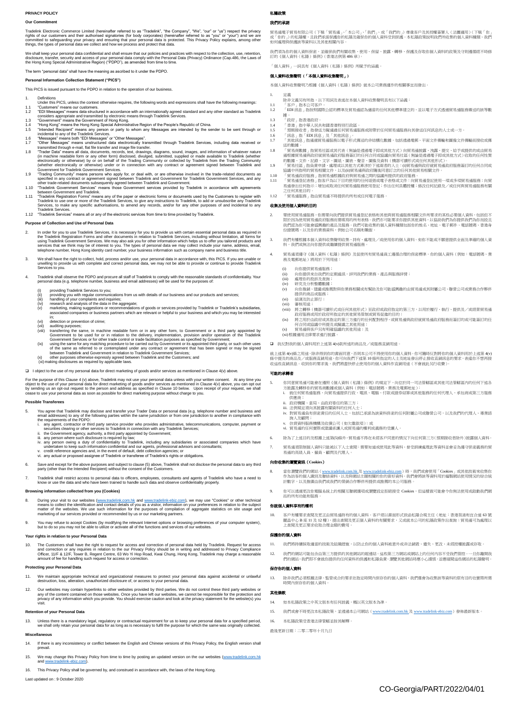# PRIVACY POLICY

## Our Commitment

Tradelink Electronic Commerce Limited (hereinafter referred to as "Tradelink", "the Company", "We", "our" or "us") respect the privacy rights of our customers and their authorised signatories (for body corporates) (hereinafter referred to as "you" or "your") and we are committed to safeguarding your privacy and ensuring that your personal data is protected. This Privacy Policy explains, among other things, the types of personal data we collect and how we process and protect that data.

We shall keep your personal data confidential and shall ensure that our policies and practices with respect to the collection, use, retention, disclosure, transfer, security and access of your personal data comply with the Personal Data (Privacy) Ordinance (Cap.486, the Laws of the Hong Kong Special Administrative Region) ("PDPO"), as amended from time to time.

The term "personal data" shall have the meaning as ascribed to it under the PDPO.

## Personal Information Collection Statement ("PICS")

This PICS is issued pursuant to the PDPO in relation to the operation of our business.

1. Definitions
Under this PICS, unless the context otherwise requires, the following words and expressions shall have the following meanings:
1.1 "Customers" means our customers.
1.2 "EDI Messages" means data structured in accordance with an internationally agreed standard and any other standard as Tradelink considers appropriate and transmitted by electronic means through Tradelink Services.
1.3 "Government" means the Government of Hong Kong.
1.4 "Hong Kong" means the Hong Kong Special Administrative Region of the People's Republic of China.
1.5 "Intended Recipient" means any person or party to whom any Messages are intended by the sender to be sent through or incidental to any of the Tradelink Services.
1.6 "Messages" means both "EDI Messages" or "Other Messages".
1.7 "Other Messages" means unstructured data electronically transmitted through Tradelink Services, including data received or transmitted through e-mail, flat file transfer and image file transfer.
1.8 "Trader Data" means all data, documents, records, text, drawings, diagrams, sound, images, and information of whatever nature (in machine readable form or any other form) disclosed, divulged, submitted, supplied or made available to Tradelink (whether electronically or otherwise) by or on behalf of the Trading Community or collected by Tradelink from the Trading Community (whether electronically or otherwise) under or in connection with any contract or agreement signed between Tradelink and Government for Tradelink Government Services.
1.9 "Trading Community" means persons who apply for, or deal with, or are otherwise involved in the trade-related documents as specified in any contract or agreement signed between Tradelink and Government for Tradelink Government Services, and any other trade-related documents subsequently agreed between Tradelink and Government.
1.10 "Tradelink Government Services" means those government services provided by Tradelink in accordance with agreements between Government and Tradelink.
1.11 "Tradelink Registration Forms" means any of the paper or electronic forms or documents used by the Customers to register with Tradelink to use one or more of the Tradelink Services, to give any instructions to Tradelink, to add or unsubscribe any Tradelink Services, to make any specific authorisations, to amend any records, and/or for any other purposes of and incidental to any Tradelink Services.
1.12 "Tradelink Services" means all or any of the electronic services from time to time provided by Tradelink.

## Purpose of Collection and Use of Personal Data

2. In order for you to use Tradelink Services, it is necessary for you to provide us with certain essential personal data as required in the Tradelink Registration Forms and other documents in relation to Tradelink Services, including without limitation, all forms for using Tradelink Government Services. We may also ask you for other information which helps us to offer you tailored products and services that we think may be of interest to you. The types of personal data we may collect include your name, address, email, telephone number, Hong Kong identity card number, your business information such as company name and business title.

3. We shall have the right to collect, hold, process and/or use, your personal data in accordance with, this PICS. If you are unable or unwilling to provide us with complete and correct personal data, we may not be able to provide or continue to provide Tradelink Services to you.

4. Tradelink shall observe the PDPO and procure all staff of Tradelink to comply with the reasonable standards of confidentiality. Your personal data (e.g. telephone number, business and email addresses) will be used for the purposes of:

   (i) providing Tradelink Services to you;
   (ii) providing you with regular communications from us with details of our business and our products and services;
   (iii) handling of your complaints and inquiries;
   (iv) research and analysis of the data in the aggregate;
   (v) marketing, making suggestions or recommendations of goods or services provided by Tradelink or Tradelink's subsidiaries, associated companies or business partners which are relevant or helpful to your business and which you may be interested in;
   (vi) detection or prevention of crime;
   (vii) auditing purposes;
   (viii) transferring the same, in machine readable form or in any other form, to Government or to a third party appointed by Government to be used for or in relation to the delivery, implementation, provision and/or operation of the Tradelink Government Services or for other trade control or trade facilitation purposes as specified by Government;
   (ix) using the same for any matching procedure to be carried out by Government or its appointed third party, or such other uses of the same as referred to or contemplated under any contract or agreement that has been signed or may be signed between Tradelink and Government in relation to Tradelink Government Services;
   (x) other purposes otherwise expressly agreed between Tradelink and the Customers; and
   (xi) making disclosures as required by applicable laws.

❑ I object to the use of my personal data for direct marketing of goods and/or services as mentioned in Clause 4(v) above.

For the purpose of this Clause 4 (v) above, Tradelink may not use your personal data unless with your written consent. At any time you object to the use of your personal data for direct marketing of goods and/or services as mentioned in Clause 4 (v) above, you can opt out by sending us an opt-out request to the person and address as specified in Clause 10 below. Upon receipt of your request, we shall cease to use your personal data as soon as possible for direct marketing purpose without charge to you.

## Possible Transferees

5. You agree that Tradelink may disclose and transfer your Trader Data or personal data (e.g. telephone number and business and email addresses) to any of the following parties within the same jurisdiction or from one jurisdiction to another in compliance with the requirements of the PDPO:
   i. any agent, contractor or third party service provider who provides administrative, telecommunications, computer, payment or securities clearing or other services to Tradelink in connection with any Tradelink Services;
   ii. the Government agency, authority, a third party appointed by Government;
   iii. any person where such disclosure is required by law;
   iv. any person owing a duty of confidentiality to Tradelink, including any subsidiaries or associated companies which have undertaken to keep such information confidential and our agents, professional advisors and consultants;
   v. credit reference agencies and, in the event of default, debt collection agencies; or
   vi. any actual or proposed assignee of Tradelink or transferee of Tradelink's rights or obligations.

6. Save and except for the above purposes and subject to clause (5) above, Tradelink shall not disclose the personal data to any third party (other than the Intended Recipient) without the consent of the Customers.

7. Tradelink shall restrict access to personal data to officers, employees, consultants and agents of Tradelink who have a need to know or use the data and who have been trained to handle such data and observe confidentiality properly.

## Browsing information collected from you (Cookies)

8. During your visit to our websites (www.tradelink.com.hk and www.tradelink-ebiz.com), we may use "Cookies" or other technical means to collect the identification and contact details of you as a visitor, information on your preferences in relation to the subject matter of the websites. We use such information for the purposes of compilation of aggregate statistics on site usage and marketing of our services provided or recommended by us or our marketing partners.

9. You may refuse to accept Cookies (by modifying the relevant Internet options or browsing preferences of your computer system), but to do so you may not be able to utilize or activate all of the functions and services of our websites.

## Your rights in relation to your Personal Data

10. The Customers shall have the right to request for access and correction of personal data held by Tradelink. Request for access and correction or any enquiries in relation to the our Privacy Policy should be in writing and addressed to Privacy Compliance Officer, 11/F & 12/F, Tower B, Regent Centre, 63 Wo Yi Hop Road, Kwai Chung, Hong Kong. Tradelink may charge a reasonable amount of fee for handling such request for access or correction.

## Protecting your Personal Data

11. We maintain appropriate technical and organizational measures to protect your personal data against accidental or unlawful destruction, loss, alteration, unauthorized disclosure of, or access to your personal data.

12. Our websites may contain hyperlinks to other websites provided by third parties. We do not control these third party websites or any of the content contained on those websites. Once you have left our websites, we cannot be responsible for the protection and privacy of any information which you provide. You should exercise caution and look at the privacy statement for the website(s) you visit.

## Retention of your Personal Data

13. Unless there is a mandatory legal, regulatory or contractual requirement for us to keep your personal data for a specified period, we shall only retain your personal data for as long as is necessary to fulfil the purpose for which the same was originally collected.

## Miscellaneous

14. If there is any inconsistency or conflict between the English and Chinese versions of this Privacy Policy, the English version shall prevail.

15. We may change this Privacy Policy from time to time by posting an updated version on the our websites (www.tradelink.com.hk and www.tradelink-ebiz.com).

16. This Privacy Policy shall be governed by, and construed in accordance with, the laws of the Hong Kong.

Last updated on : 9 October 2020

# 私隱政策

## 我們的承諾

貿易通電子貿易有限公司（下稱「貿易通」、「本公司」、「我們」、或「我們的」）尊重客戶及其授權簽署人（法團適用）（下稱「你」或「你的」）的私隱權，且我們承諾保護你的私隱及確保你的個人資料受到保護。本私隱政策說明我們所收集的個人資料種類、我們如何處理與保護該等資料以及其他相關內容。

我們須為你的個人資料保密，並確保我們有關收集、使用、保留、披露、轉移、保護及存取你個人資料的政策及守則遵循經不時修訂的《個人資料（私隱）條例》（香港法例第486章）。

「個人資料」一詞具有《個人資料（私隱）條例》所賦予的涵義。

## 個人資料收集聲明（「本個人資料收集聲明」）

本個人資料收集聲明乃根據《個人資料（私隱）條例》就本公司業務運作的相關事宜而發出。

1. 定義
除非文義另有所指，以下用詞及表述在本個人資料收集聲明具有以下涵義：
1.1 「客戶」指本公司客戶。
1.2 「EDI訊息」指按照國際公認的標準及貿易通認為適當的任何其他標準建立的，並以電子方式透過貿易通服務傳送的該等數據。
1.3 「政府」指香港政府。
1.4 「香港」指中華人民共和國香港特別行政區。
1.5 「預期接收者」指發送方擬通過任何貿易通服務或附帶於任何貿易通服務向其發送任何訊息的人士或一方。
1.6 「訊息」指「EDI訊息」及「其他訊息」。
1.7 「其他訊息」指通過貿易通服務以電子形式傳送的非結構化數據，包括透過電郵、平面文件傳輸和圖像文件傳輸而接收或傳送的數據。
1.8 「貿易商數據」指貿易社區或其代表（無論是透過電子抑或其他方式）向貿易通披露、洩露、提交、給予或提供的或由貿易通根據貿易通與政府就貿易通政府服務簽訂的任何合同或協議向貿易社區（無論是透過電子抑或其他方式）收取的任何性質的數據、文件、記錄、文字、圖紙、圖表、聲音、圖像及資料（機器可讀形式或任何其他形式）。
1.9 「貿易社區」指負責申請、處理或以其他方式牽涉於下述兩者的人士：(i)貿易通與政府就貿易通政府服務簽訂的任何合同或協議中所指明的貿易相關文件，以及(ii)貿易通與政府隨後同意訂立的任何其他貿易相關文件。
1.10 「貿易通政府服務」指貿易通根據政府與貿易通之間的協議所提供的政府服務。
1.11 「貿易通登記表格」指客戶為以下目的使用的任何紙張或電子表格或文件：向貿易通登記使用一項或多項貿易通服務；向貿易通發出任何指示；增加或取消任何貿易通服務使用登記；作出任何具體授權；修改任何記錄及／或任何與貿易通服務有關之任何其他目的。
1.12 「貿易通服務」指由貿易通不時提供的所有或任何電子服務。

## 收集及使用個人資料的目的

2. 閣下使用貿易通服務，你需要向我們提供貿易通登記表格和其他與貿易通服務相關文件所要求的某些必要個人資料，包括但不限於因為使用貿易通政府服務而需填寫的所有表格。我們亦可能要求你提供其他資料，以協助我們為你提供我們為你而設且我們認為你可能會感興趣的產品及服務。我們可能收集的個人資料種類包括你的姓名、地址、電子郵件、電話號碼、香港身份證號碼，以及你的業務資料，例如公司名稱和職銜。

3. 我們有權根據本個人資料收集聲明收集、持有、處理及／或使用你的個人資料。如你不能或不願意提供全面及準確的個人資料，我們或無法向你提供或繼續提供貿易通服務。

4. 貿易通須遵守《個人資料（私隱）條例》及促使所有貿易通員工遵循合理的保密標準。你的個人資料（例如：電話號碼、業務及電郵地址）將用於下列用途：

   (i) 向你提供貿易通服務；
   (ii) 向你提供來自我們的定期通訊，詳列我們的業務、產品與服務詳情；
   (iii) 處理你的投訴及查詢；
   (iv) 研究及分析整體數據；
   (v) 向你推銷、建議或推薦對你的業務相關或有幫助及你可能感興趣的由貿易通或其附屬公司、聯營公司或業務合作夥伴提供的商品或服務；
   (vi) 偵測及防止罪行；
   (vii) 審核用途；
   (viii) 將之轉移（機器可讀形式或任何其他形式）至政府或政府指定的第三方，以用於履行、執行、提供及／或經營貿易通政府服務或用於政府所指定的其他貿易管制或貿易促進的目的；
   (ix) 將之用於由政府或其指定的第三方進行的任何配對程序，或貿易通與政府就貿易通政府服務而簽訂的或可能簽訂的任何合同或協議中所提及或擬議之其他用途；
   (x) 貿易通與客戶另有明確協議的其他用途；及
   (xi) 根據適用法律要求進行披露。

❑ 我反對我的個人資料用於上述第4(v)款所述的商品及／或服務直銷用途。

就上述第4(v)款之用途，除非得到你的書面同意，否則本公司不得使用你的個人資料。你可隨時反對將你的個人資料用於上述第4(v)條中提及的商品及／或服務直銷用途，你可向我們下述第10條所指定的人士及地址發出停止接收直銷訊息的要求，表達你不想再接收這些直銷訊息。收到你的要求後，我們將盡快停止使用你的個人資料作直銷用途（不會就此另行收費）。

## 可能的承轉者

5. 你同意貿易通可能會在遵照《個人資料（私隱）條例》的規定下，向位於同一司法管轄區或其他司法管轄區內的任何下述各方披露及轉移你的貿易商數據或個人資料（例如：電話號碼，業務及電郵地址）：
   i. 就任何貿易通服務，向貿易通提供行政、電訊、電腦、付款或證券結算或其他服務的任何代理人、承包商或第三方服務供應商；
   ii. 政府機構、當局、由政府委任的第三方；
   iii. 法例規定須向其披露有關資料的任何人士；
   iv. 對貿易通負有保密責任的任何人士，包括已承諾為該資料保密的任何附屬公司或聯營公司，以及我們的代理人、專業諮詢人及顧問；
   v. 信貸資料服務機構及收債公司（如欠繳款項）；或
   vi. 貿易通的任何實際或建議承讓人或貿易通的權利或義務的受讓人。

6. 除為了上述目的及根據上述第(5)條外，貿易通不得在未經客戶同意的情況下向任何第三方（預期接收者除外）披露個人資料。

7. 貿易通須限制個人資料只能被以下人士查閱：需要知道或使用此等資料，曾受訓練處理此等資料並會妥為遵守保密義務的貿易通的高級人員、僱員、顧問及代理人。

## 向你收集的瀏覽資訊（Cookies）

8. 當你瀏覽我們的網站（www.tradelink.com.hk 及 www.tradelink-ebiz.com）時，我們或會使用「Cookies」或其他技術來收集你作為訪客的個人識別及聯絡資料，以及與網站主題相關的你的喜好資料。我們將該等資料用於編製網站使用情況的綜合統計數字，以及推廣由我們或我們的營銷合作夥伴所提供或推薦的本公司服務。

9. 你可以透過更改你電腦系統上的相關互聯網選項或瀏覽設定拒絕接受Cookies，但這樣做可能會令你無法使用或啟動我們網站的所有功能和服務。

## 你就個人資料享有的權利

10. 客戶有權要求查閱及更正由貿易通持有的個人資料。客戶須以書面形式致函私隱合規主任（地址：香港葵涌和宜合道63號麗晶中心B座11及12樓），提出查閱及更正個人資料的有關要求，又或就本公司的私隱政策作出查詢；貿易通可為處理以上查閱及更正要求收取合理金額的費用。

## 保護你的個人資料

11. 我們將持續採取適當的技術及組織措施，以防止你的個人資料被意外或非法銷毀、遺失、更改、未經授權披露或存取。

12. 我們的網站可能包含由第三方提供的其他網站的超連結。這些第三方網站或網站上的任何內容不受我們管控。一旦你離開我們的網站，我們即不會就你提供的任何資料的保護和私隱負責。瀏覽其他網站時應小心謹慎，並應細閱這些網站的私隱聲明。

## 保存你的個人資料

13. 除非我們必須根據法律、監管或合約要求在指定時間內保存你的個人資料，我們僅會為收集該等資料的原有目的在實際所需時間內保存你的個人資料。

## 其他條款

14. 如本私隱政策之中英文版本有任何歧義，概以英文版本為準。

15. 我們或會不時更改本私隱政策，並透過本公司網站（www.tradelink.com.hk 及 www.tradelink-ebiz.com）發佈最新版本。

16. 本私隱政策受香港法律監管並按其解釋。

最後更新日期：二零二零年十月九日

CO-Georgia/PART/2022/04/01